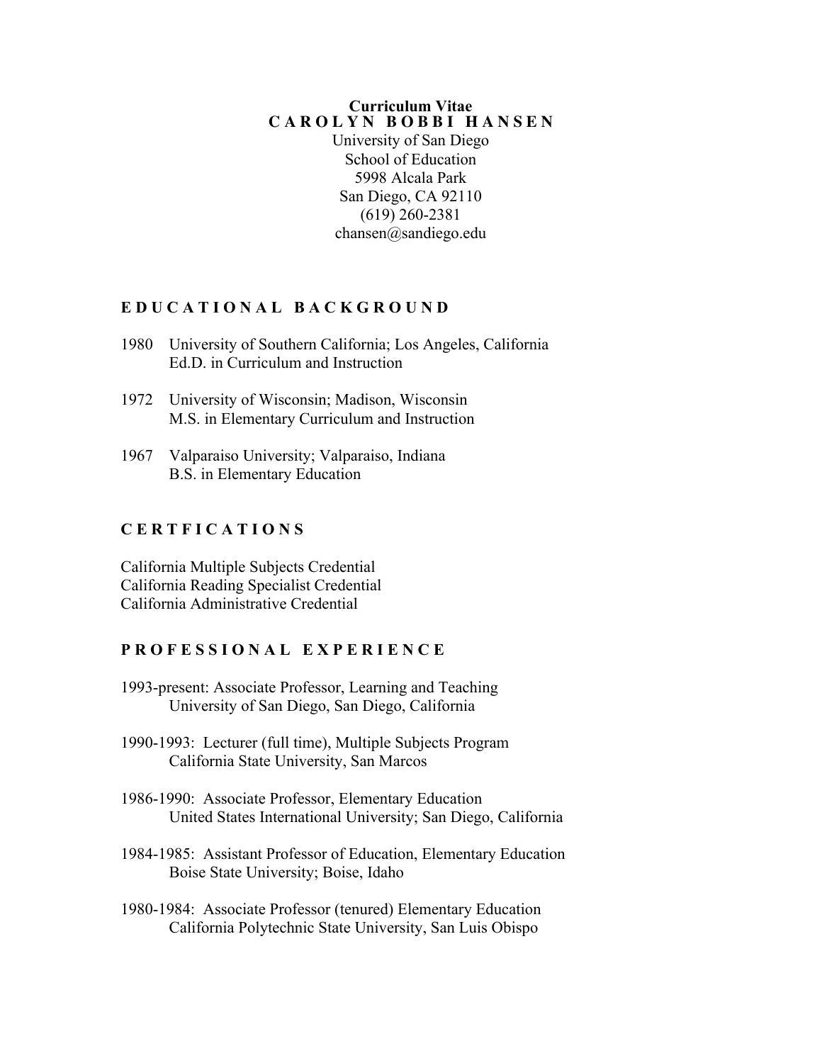# Curriculum Vitae
# CAROLYN BOBBI HANSEN

University of San Diego
School of Education
5998 Alcala Park
San Diego, CA 92110
(619) 260-2381
chansen@sandiego.edu

## EDUCATIONAL BACKGROUND

1980 University of Southern California; Los Angeles, California
Ed.D. in Curriculum and Instruction

1972 University of Wisconsin; Madison, Wisconsin
M.S. in Elementary Curriculum and Instruction

1967 Valparaiso University; Valparaiso, Indiana
B.S. in Elementary Education

## CERTFICATIONS

California Multiple Subjects Credential
California Reading Specialist Credential
California Administrative Credential

## PROFESSIONAL EXPERIENCE

1993-present: Associate Professor, Learning and Teaching
University of San Diego, San Diego, California

1990-1993: Lecturer (full time), Multiple Subjects Program
California State University, San Marcos

1986-1990: Associate Professor, Elementary Education
United States International University; San Diego, California

1984-1985: Assistant Professor of Education, Elementary Education
Boise State University; Boise, Idaho

1980-1984: Associate Professor (tenured) Elementary Education
California Polytechnic State University, San Luis Obispo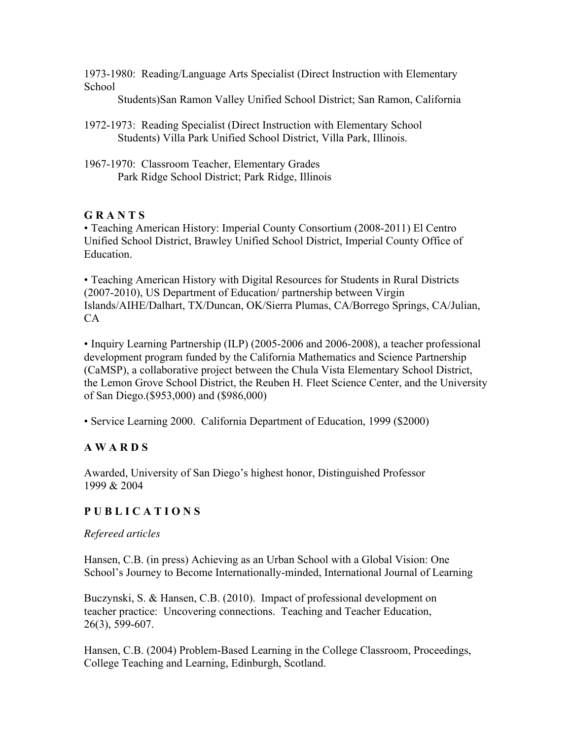1973-1980: Reading/Language Arts Specialist (Direct Instruction with Elementary School Students)San Ramon Valley Unified School District; San Ramon, California

1972-1973: Reading Specialist (Direct Instruction with Elementary School Students) Villa Park Unified School District, Villa Park, Illinois.

1967-1970: Classroom Teacher, Elementary Grades
Park Ridge School District; Park Ridge, Illinois

## G R A N T S

• Teaching American History: Imperial County Consortium (2008-2011) El Centro Unified School District, Brawley Unified School District, Imperial County Office of Education.

• Teaching American History with Digital Resources for Students in Rural Districts (2007-2010), US Department of Education/ partnership between Virgin Islands/AIHE/Dalhart, TX/Duncan, OK/Sierra Plumas, CA/Borrego Springs, CA/Julian, CA

• Inquiry Learning Partnership (ILP) (2005-2006 and 2006-2008), a teacher professional development program funded by the California Mathematics and Science Partnership (CaMSP), a collaborative project between the Chula Vista Elementary School District, the Lemon Grove School District, the Reuben H. Fleet Science Center, and the University of San Diego.($953,000) and ($986,000)

• Service Learning 2000. California Department of Education, 1999 ($2000)

## A W A R D S

Awarded, University of San Diego's highest honor, Distinguished Professor
1999 & 2004

## P U B L I C A T I O N S

*Refereed articles*

Hansen, C.B. (in press) Achieving as an Urban School with a Global Vision: One School's Journey to Become Internationally-minded, International Journal of Learning

Buczynski, S. & Hansen, C.B. (2010). Impact of professional development on teacher practice: Uncovering connections. Teaching and Teacher Education, 26(3), 599-607.

Hansen, C.B. (2004) Problem-Based Learning in the College Classroom, Proceedings, College Teaching and Learning, Edinburgh, Scotland.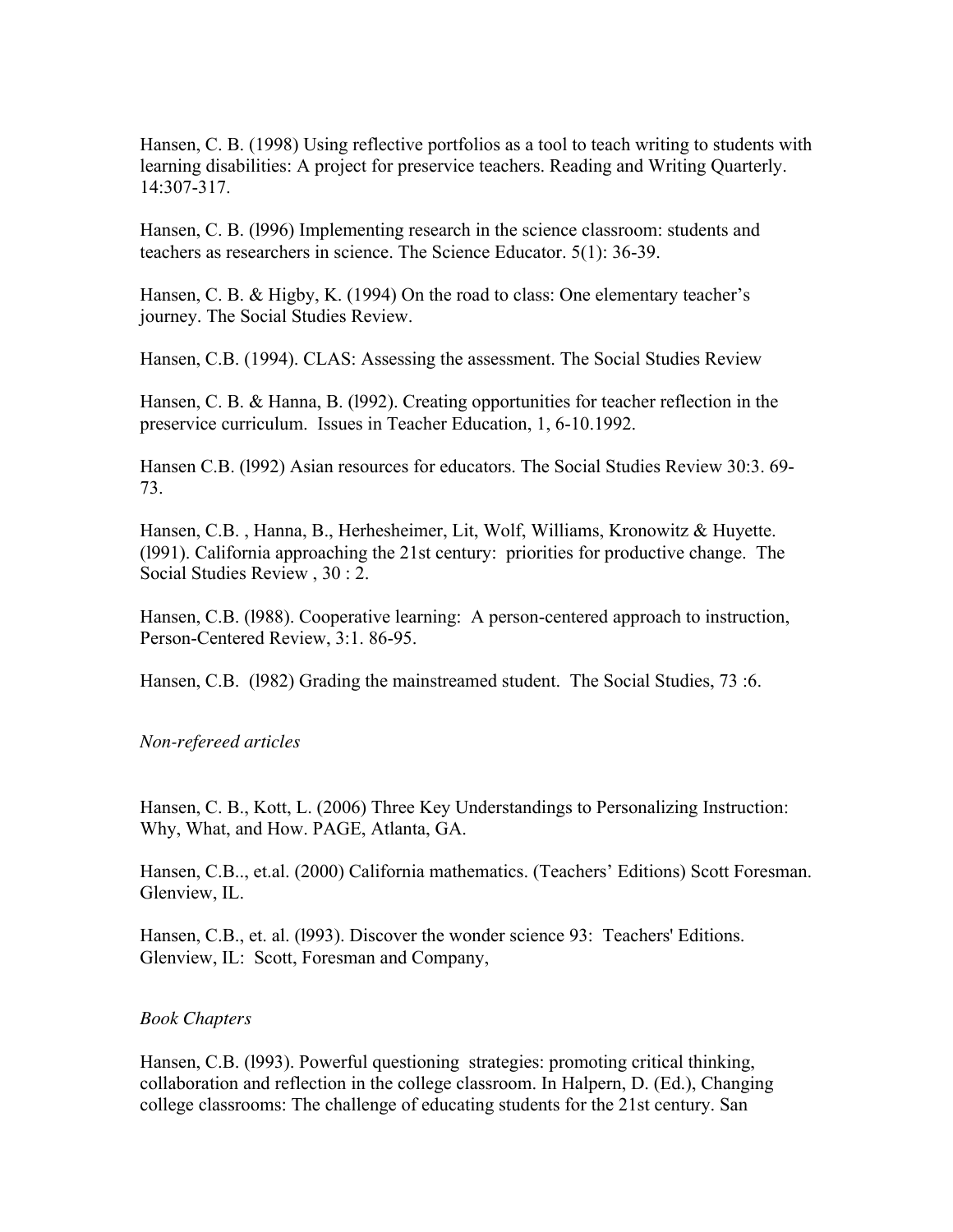Hansen, C. B. (1998) Using reflective portfolios as a tool to teach writing to students with learning disabilities: A project for preservice teachers. Reading and Writing Quarterly. 14:307-317.

Hansen, C. B. (l996) Implementing research in the science classroom: students and teachers as researchers in science. The Science Educator. 5(1): 36-39.

Hansen, C. B. & Higby, K. (1994) On the road to class: One elementary teacher's journey. The Social Studies Review.

Hansen, C.B. (1994). CLAS: Assessing the assessment. The Social Studies Review

Hansen, C. B. & Hanna, B. (l992). Creating opportunities for teacher reflection in the preservice curriculum. Issues in Teacher Education, 1, 6-10.1992.

Hansen C.B. (l992) Asian resources for educators. The Social Studies Review 30:3. 69-73.

Hansen, C.B. , Hanna, B., Herhesheimer, Lit, Wolf, Williams, Kronowitz & Huyette. (l991). California approaching the 21st century: priorities for productive change. The Social Studies Review , 30 : 2.

Hansen, C.B. (l988). Cooperative learning: A person-centered approach to instruction, Person-Centered Review, 3:1. 86-95.

Hansen, C.B. (l982) Grading the mainstreamed student. The Social Studies, 73 :6.

*Non-refereed articles*

Hansen, C. B., Kott, L. (2006) Three Key Understandings to Personalizing Instruction: Why, What, and How. PAGE, Atlanta, GA.

Hansen, C.B.., et.al. (2000) California mathematics. (Teachers' Editions) Scott Foresman. Glenview, IL.

Hansen, C.B., et. al. (l993). Discover the wonder science 93: Teachers' Editions. Glenview, IL: Scott, Foresman and Company,

*Book Chapters*

Hansen, C.B. (l993). Powerful questioning strategies: promoting critical thinking, collaboration and reflection in the college classroom. In Halpern, D. (Ed.), Changing college classrooms: The challenge of educating students for the 21st century. San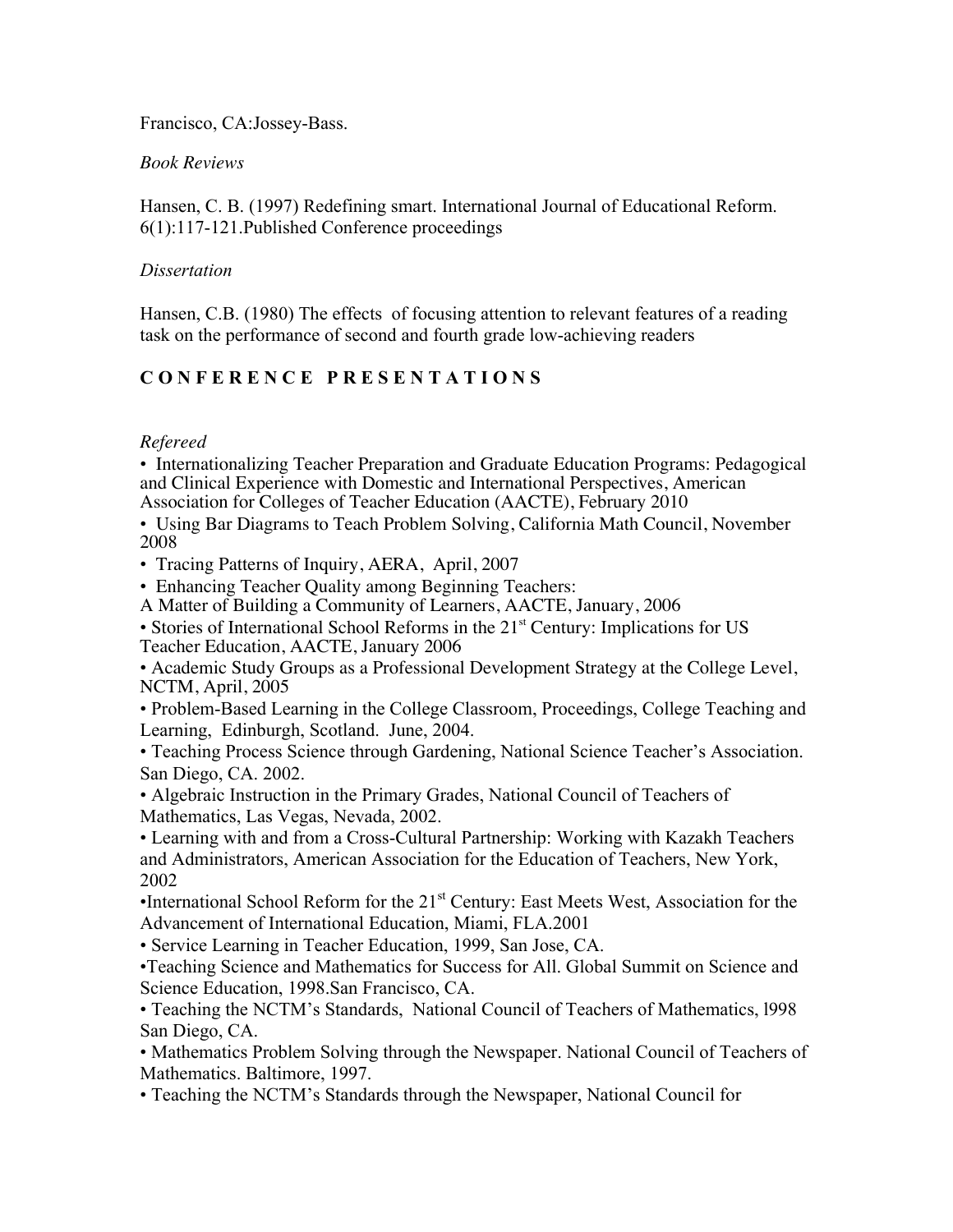Francisco, CA:Jossey-Bass.

*Book Reviews*

Hansen, C. B. (1997) Redefining smart. International Journal of Educational Reform. 6(1):117-121.Published Conference proceedings

*Dissertation*

Hansen, C.B. (1980) The effects of focusing attention to relevant features of a reading task on the performance of second and fourth grade low-achieving readers

## C O N F E R E N C E   P R E S E N T A T I O N S

*Refereed*

- Internationalizing Teacher Preparation and Graduate Education Programs: Pedagogical and Clinical Experience with Domestic and International Perspectives, American Association for Colleges of Teacher Education (AACTE), February 2010
- Using Bar Diagrams to Teach Problem Solving, California Math Council, November 2008
- Tracing Patterns of Inquiry, AERA, April, 2007
- Enhancing Teacher Quality among Beginning Teachers: A Matter of Building a Community of Learners, AACTE, January, 2006
- Stories of International School Reforms in the 21st Century: Implications for US Teacher Education, AACTE, January 2006
- Academic Study Groups as a Professional Development Strategy at the College Level, NCTM, April, 2005
- Problem-Based Learning in the College Classroom, Proceedings, College Teaching and Learning, Edinburgh, Scotland. June, 2004.
- Teaching Process Science through Gardening, National Science Teacher's Association. San Diego, CA. 2002.
- Algebraic Instruction in the Primary Grades, National Council of Teachers of Mathematics, Las Vegas, Nevada, 2002.
- Learning with and from a Cross-Cultural Partnership: Working with Kazakh Teachers and Administrators, American Association for the Education of Teachers, New York, 2002
- International School Reform for the 21st Century: East Meets West, Association for the Advancement of International Education, Miami, FLA.2001
- Service Learning in Teacher Education, 1999, San Jose, CA.
- Teaching Science and Mathematics for Success for All. Global Summit on Science and Science Education, 1998.San Francisco, CA.
- Teaching the NCTM's Standards, National Council of Teachers of Mathematics, l998 San Diego, CA.
- Mathematics Problem Solving through the Newspaper. National Council of Teachers of Mathematics. Baltimore, 1997.
- Teaching the NCTM's Standards through the Newspaper, National Council for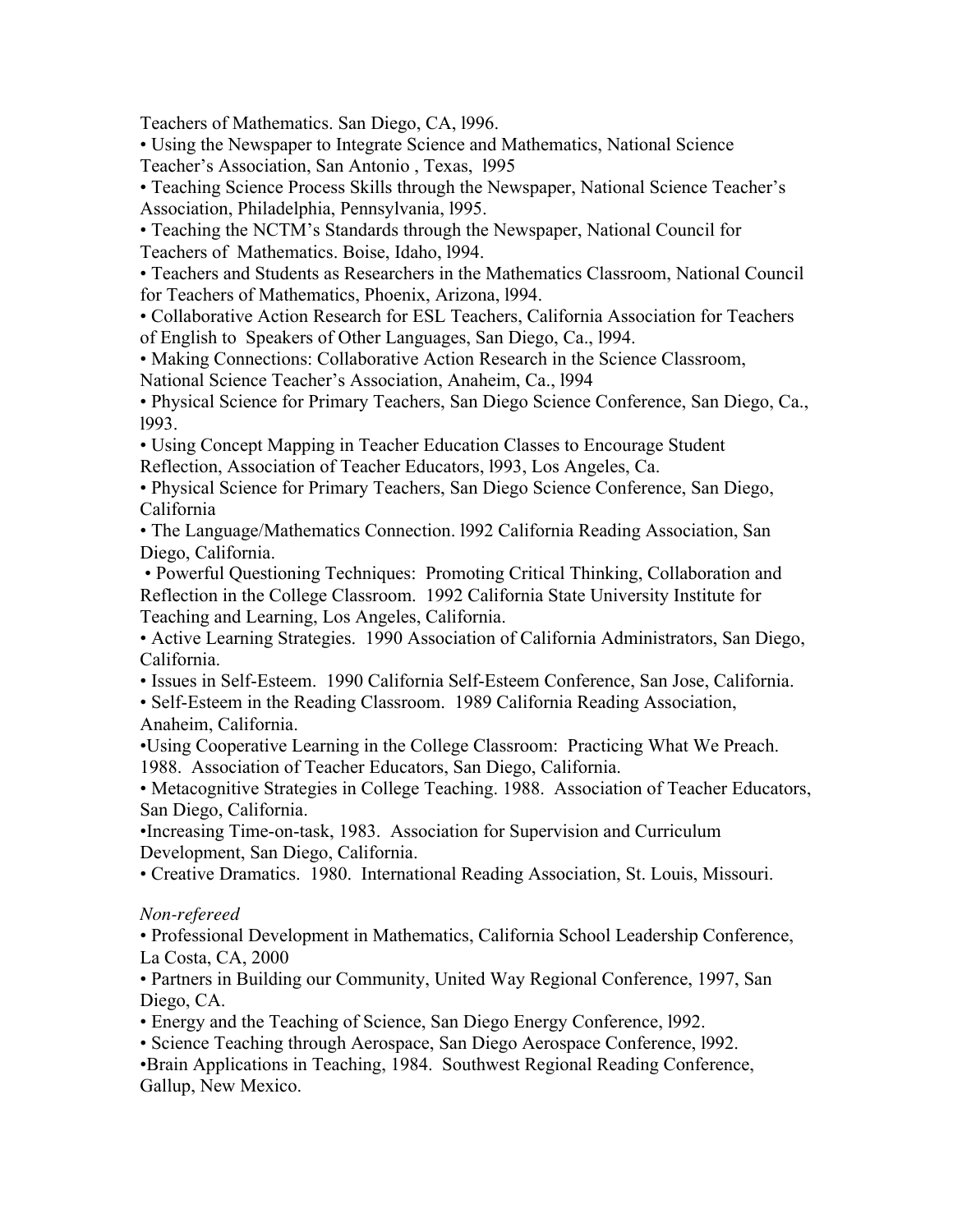Teachers of Mathematics. San Diego, CA, l996.

- Using the Newspaper to Integrate Science and Mathematics, National Science Teacher's Association, San Antonio , Texas, l995
- Teaching Science Process Skills through the Newspaper, National Science Teacher's Association, Philadelphia, Pennsylvania, l995.
- Teaching the NCTM's Standards through the Newspaper, National Council for Teachers of Mathematics. Boise, Idaho, l994.
- Teachers and Students as Researchers in the Mathematics Classroom, National Council for Teachers of Mathematics, Phoenix, Arizona, l994.
- Collaborative Action Research for ESL Teachers, California Association for Teachers of English to Speakers of Other Languages, San Diego, Ca., l994.
- Making Connections: Collaborative Action Research in the Science Classroom, National Science Teacher's Association, Anaheim, Ca., l994
- Physical Science for Primary Teachers, San Diego Science Conference, San Diego, Ca., l993.
- Using Concept Mapping in Teacher Education Classes to Encourage Student Reflection, Association of Teacher Educators, l993, Los Angeles, Ca.
- Physical Science for Primary Teachers, San Diego Science Conference, San Diego, California
- The Language/Mathematics Connection. l992 California Reading Association, San Diego, California.
- Powerful Questioning Techniques: Promoting Critical Thinking, Collaboration and Reflection in the College Classroom. 1992 California State University Institute for Teaching and Learning, Los Angeles, California.
- Active Learning Strategies. 1990 Association of California Administrators, San Diego, California.
- Issues in Self-Esteem. 1990 California Self-Esteem Conference, San Jose, California.
- Self-Esteem in the Reading Classroom. 1989 California Reading Association, Anaheim, California.
- Using Cooperative Learning in the College Classroom: Practicing What We Preach. 1988. Association of Teacher Educators, San Diego, California.
- Metacognitive Strategies in College Teaching. 1988. Association of Teacher Educators, San Diego, California.
- Increasing Time-on-task, 1983. Association for Supervision and Curriculum Development, San Diego, California.
- Creative Dramatics. 1980. International Reading Association, St. Louis, Missouri.

*Non-refereed*

- Professional Development in Mathematics, California School Leadership Conference, La Costa, CA, 2000
- Partners in Building our Community, United Way Regional Conference, 1997, San Diego, CA.
- Energy and the Teaching of Science, San Diego Energy Conference, l992.
- Science Teaching through Aerospace, San Diego Aerospace Conference, l992.
- Brain Applications in Teaching, 1984. Southwest Regional Reading Conference, Gallup, New Mexico.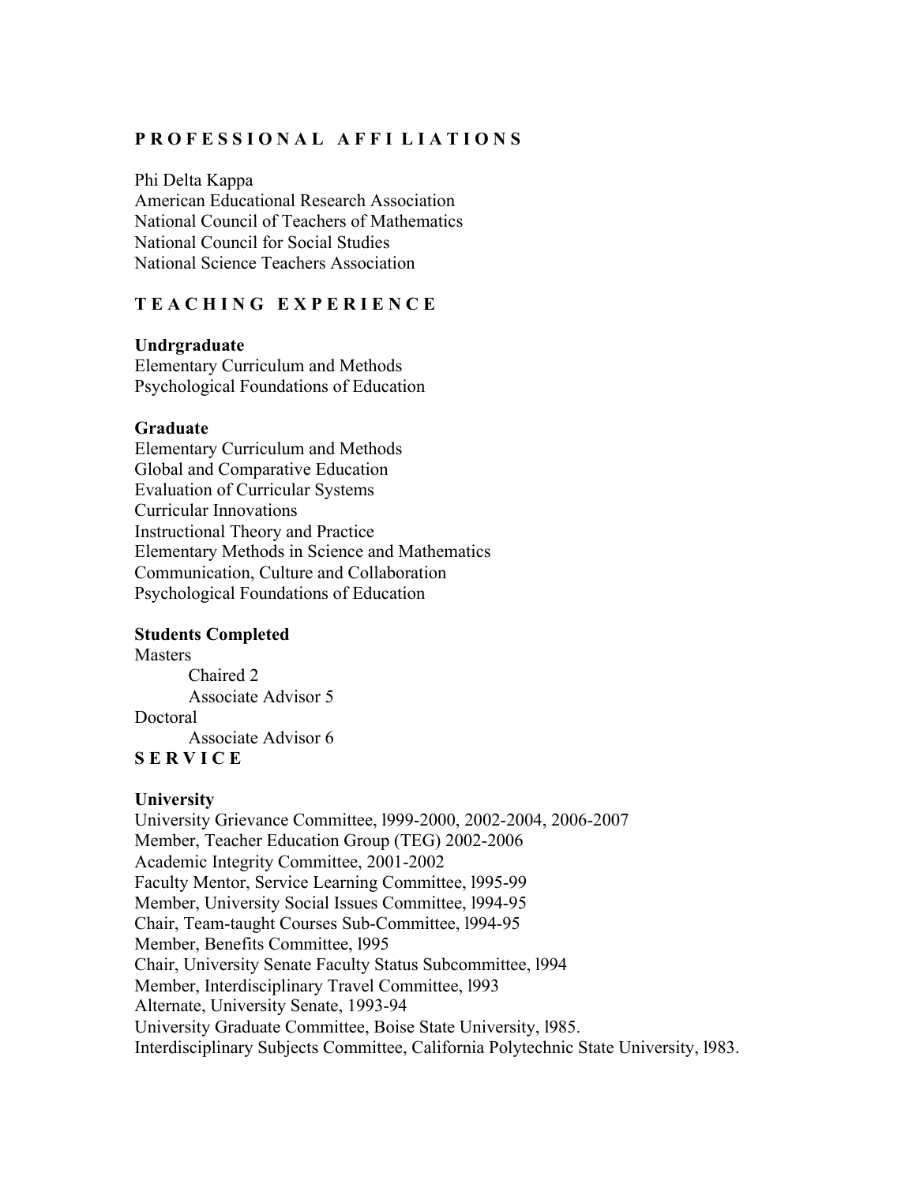## P R O F E S S I O N A L   A F F I L I A T I O N S

Phi Delta Kappa
American Educational Research Association
National Council of Teachers of Mathematics
National Council for Social Studies
National Science Teachers Association

## T E A C H I N G   E X P E R I E N C E

**Undrgraduate**
Elementary Curriculum and Methods
Psychological Foundations of Education

**Graduate**
Elementary Curriculum and Methods
Global and Comparative Education
Evaluation of Curricular Systems
Curricular Innovations
Instructional Theory and Practice
Elementary Methods in Science and Mathematics
Communication, Culture and Collaboration
Psychological Foundations of Education

**Students Completed**
Masters
- Chaired 2
- Associate Advisor 5

Doctoral
- Associate Advisor 6

## S E R V I C E

**University**
University Grievance Committee, l999-2000, 2002-2004, 2006-2007
Member, Teacher Education Group (TEG) 2002-2006
Academic Integrity Committee, 2001-2002
Faculty Mentor, Service Learning Committee, l995-99
Member, University Social Issues Committee, l994-95
Chair, Team-taught Courses Sub-Committee, l994-95
Member, Benefits Committee, l995
Chair, University Senate Faculty Status Subcommittee, l994
Member, Interdisciplinary Travel Committee, l993
Alternate, University Senate, 1993-94
University Graduate Committee, Boise State University, l985.
Interdisciplinary Subjects Committee, California Polytechnic State University, l983.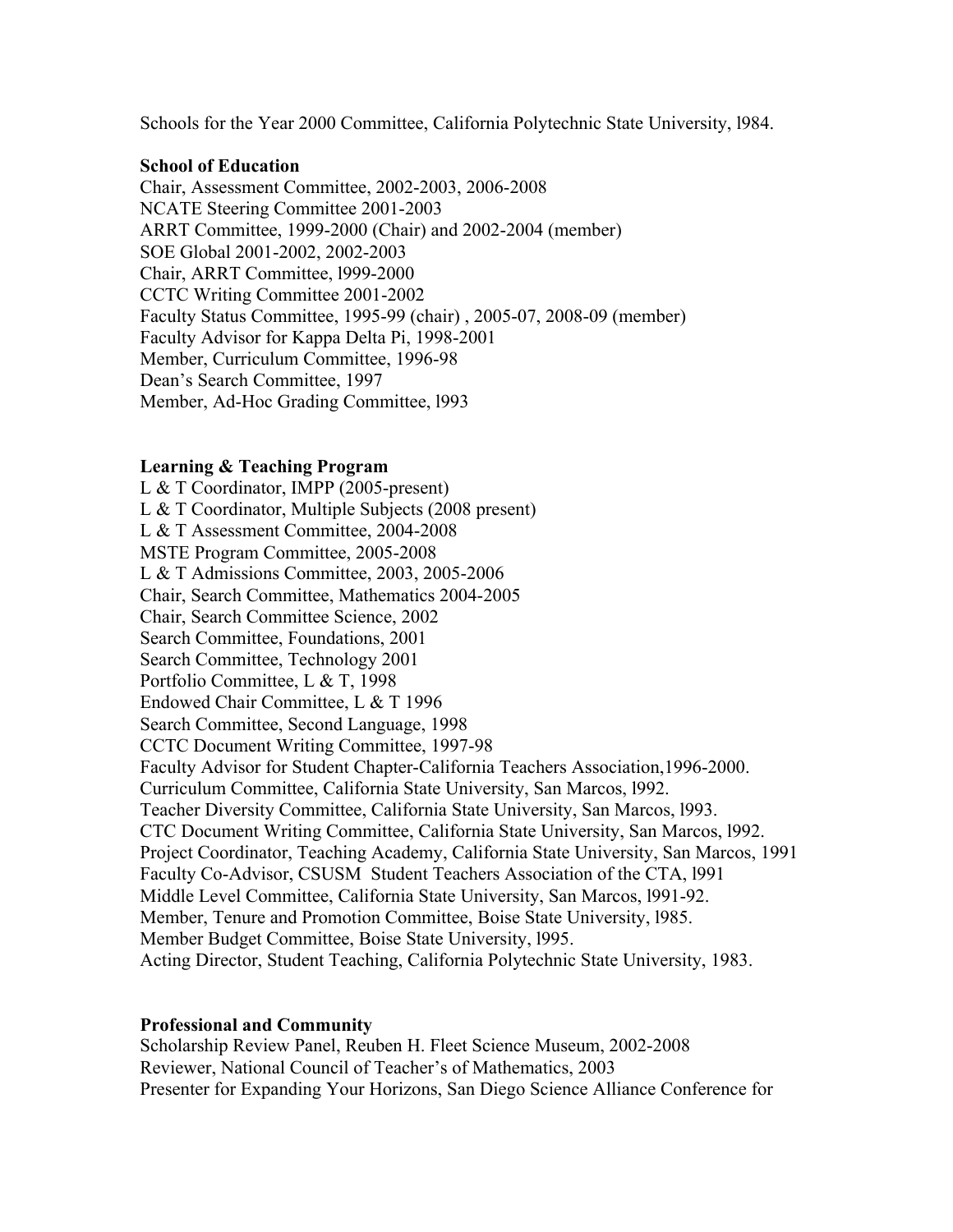Schools for the Year 2000 Committee, California Polytechnic State University, l984.

**School of Education**

Chair, Assessment Committee, 2002-2003, 2006-2008
NCATE Steering Committee 2001-2003
ARRT Committee, 1999-2000 (Chair) and 2002-2004 (member)
SOE Global 2001-2002, 2002-2003
Chair, ARRT Committee, l999-2000
CCTC Writing Committee 2001-2002
Faculty Status Committee, 1995-99 (chair) , 2005-07, 2008-09 (member)
Faculty Advisor for Kappa Delta Pi, 1998-2001
Member, Curriculum Committee, 1996-98
Dean's Search Committee, 1997
Member, Ad-Hoc Grading Committee, l993

**Learning & Teaching Program**

L & T Coordinator, IMPP (2005-present)
L & T Coordinator, Multiple Subjects (2008 present)
L & T Assessment Committee, 2004-2008
MSTE Program Committee, 2005-2008
L & T Admissions Committee, 2003, 2005-2006
Chair, Search Committee, Mathematics 2004-2005
Chair, Search Committee Science, 2002
Search Committee, Foundations, 2001
Search Committee, Technology 2001
Portfolio Committee, L & T, 1998
Endowed Chair Committee, L & T 1996
Search Committee, Second Language, 1998
CCTC Document Writing Committee, 1997-98
Faculty Advisor for Student Chapter-California Teachers Association,1996-2000.
Curriculum Committee, California State University, San Marcos, l992.
Teacher Diversity Committee, California State University, San Marcos, l993.
CTC Document Writing Committee, California State University, San Marcos, l992.
Project Coordinator, Teaching Academy, California State University, San Marcos, 1991
Faculty Co-Advisor, CSUSM Student Teachers Association of the CTA, l991
Middle Level Committee, California State University, San Marcos, l991-92.
Member, Tenure and Promotion Committee, Boise State University, l985.
Member Budget Committee, Boise State University, l995.
Acting Director, Student Teaching, California Polytechnic State University, 1983.

**Professional and Community**

Scholarship Review Panel, Reuben H. Fleet Science Museum, 2002-2008
Reviewer, National Council of Teacher's of Mathematics, 2003
Presenter for Expanding Your Horizons, San Diego Science Alliance Conference for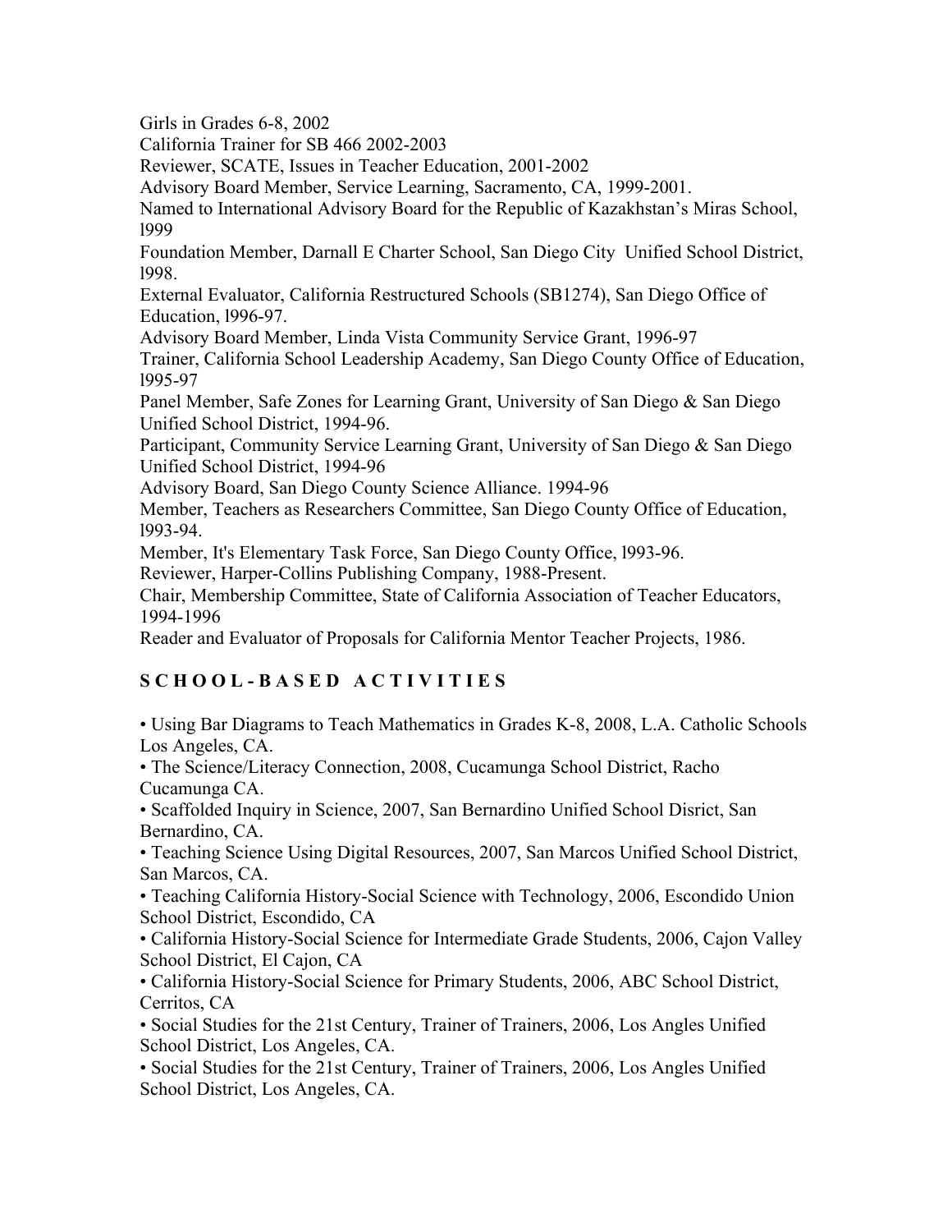Girls in Grades 6-8, 2002

California Trainer for SB 466 2002-2003

Reviewer, SCATE, Issues in Teacher Education, 2001-2002

Advisory Board Member, Service Learning, Sacramento, CA, 1999-2001.

Named to International Advisory Board for the Republic of Kazakhstan's Miras School, l999

Foundation Member, Darnall E Charter School, San Diego City Unified School District, l998.

External Evaluator, California Restructured Schools (SB1274), San Diego Office of Education, l996-97.

Advisory Board Member, Linda Vista Community Service Grant, 1996-97

Trainer, California School Leadership Academy, San Diego County Office of Education, l995-97

Panel Member, Safe Zones for Learning Grant, University of San Diego & San Diego Unified School District, 1994-96.

Participant, Community Service Learning Grant, University of San Diego & San Diego Unified School District, 1994-96

Advisory Board, San Diego County Science Alliance. 1994-96

Member, Teachers as Researchers Committee, San Diego County Office of Education, l993-94.

Member, It's Elementary Task Force, San Diego County Office, l993-96.

Reviewer, Harper-Collins Publishing Company, 1988-Present.

Chair, Membership Committee, State of California Association of Teacher Educators, 1994-1996

Reader and Evaluator of Proposals for California Mentor Teacher Projects, 1986.

## S C H O O L - B A S E D A C T I V I T I E S

• Using Bar Diagrams to Teach Mathematics in Grades K-8, 2008, L.A. Catholic Schools Los Angeles, CA.

• The Science/Literacy Connection, 2008, Cucamunga School District, Racho Cucamunga CA.

• Scaffolded Inquiry in Science, 2007, San Bernardino Unified School Disrict, San Bernardino, CA.

• Teaching Science Using Digital Resources, 2007, San Marcos Unified School District, San Marcos, CA.

• Teaching California History-Social Science with Technology, 2006, Escondido Union School District, Escondido, CA

• California History-Social Science for Intermediate Grade Students, 2006, Cajon Valley School District, El Cajon, CA

• California History-Social Science for Primary Students, 2006, ABC School District, Cerritos, CA

• Social Studies for the 21st Century, Trainer of Trainers, 2006, Los Angles Unified School District, Los Angeles, CA.

• Social Studies for the 21st Century, Trainer of Trainers, 2006, Los Angles Unified School District, Los Angeles, CA.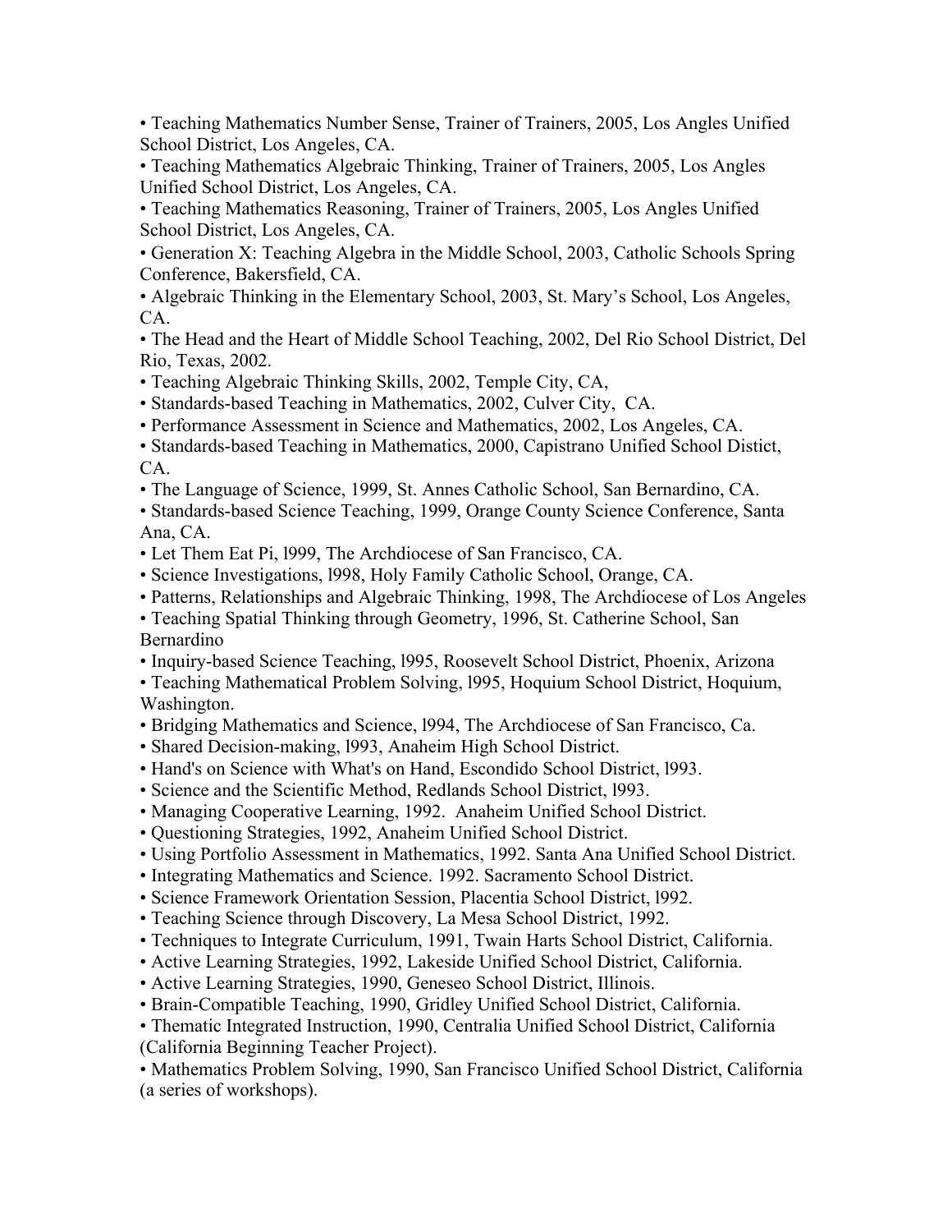- Teaching Mathematics Number Sense, Trainer of Trainers, 2005, Los Angles Unified School District, Los Angeles, CA.
- Teaching Mathematics Algebraic Thinking, Trainer of Trainers, 2005, Los Angles Unified School District, Los Angeles, CA.
- Teaching Mathematics Reasoning, Trainer of Trainers, 2005, Los Angles Unified School District, Los Angeles, CA.
- Generation X: Teaching Algebra in the Middle School, 2003, Catholic Schools Spring Conference, Bakersfield, CA.
- Algebraic Thinking in the Elementary School, 2003, St. Mary's School, Los Angeles, CA.
- The Head and the Heart of Middle School Teaching, 2002, Del Rio School District, Del Rio, Texas, 2002.
- Teaching Algebraic Thinking Skills, 2002, Temple City, CA,
- Standards-based Teaching in Mathematics, 2002, Culver City, CA.
- Performance Assessment in Science and Mathematics, 2002, Los Angeles, CA.
- Standards-based Teaching in Mathematics, 2000, Capistrano Unified School Distict, CA.
- The Language of Science, 1999, St. Annes Catholic School, San Bernardino, CA.
- Standards-based Science Teaching, 1999, Orange County Science Conference, Santa Ana, CA.
- Let Them Eat Pi, l999, The Archdiocese of San Francisco, CA.
- Science Investigations, l998, Holy Family Catholic School, Orange, CA.
- Patterns, Relationships and Algebraic Thinking, 1998, The Archdiocese of Los Angeles
- Teaching Spatial Thinking through Geometry, 1996, St. Catherine School, San Bernardino
- Inquiry-based Science Teaching, l995, Roosevelt School District, Phoenix, Arizona
- Teaching Mathematical Problem Solving, l995, Hoquium School District, Hoquium, Washington.
- Bridging Mathematics and Science, l994, The Archdiocese of San Francisco, Ca.
- Shared Decision-making, l993, Anaheim High School District.
- Hand's on Science with What's on Hand, Escondido School District, l993.
- Science and the Scientific Method, Redlands School District, l993.
- Managing Cooperative Learning, 1992. Anaheim Unified School District.
- Questioning Strategies, 1992, Anaheim Unified School District.
- Using Portfolio Assessment in Mathematics, 1992. Santa Ana Unified School District.
- Integrating Mathematics and Science. 1992. Sacramento School District.
- Science Framework Orientation Session, Placentia School District, l992.
- Teaching Science through Discovery, La Mesa School District, 1992.
- Techniques to Integrate Curriculum, 1991, Twain Harts School District, California.
- Active Learning Strategies, 1992, Lakeside Unified School District, California.
- Active Learning Strategies, 1990, Geneseo School District, Illinois.
- Brain-Compatible Teaching, 1990, Gridley Unified School District, California.
- Thematic Integrated Instruction, 1990, Centralia Unified School District, California (California Beginning Teacher Project).
- Mathematics Problem Solving, 1990, San Francisco Unified School District, California (a series of workshops).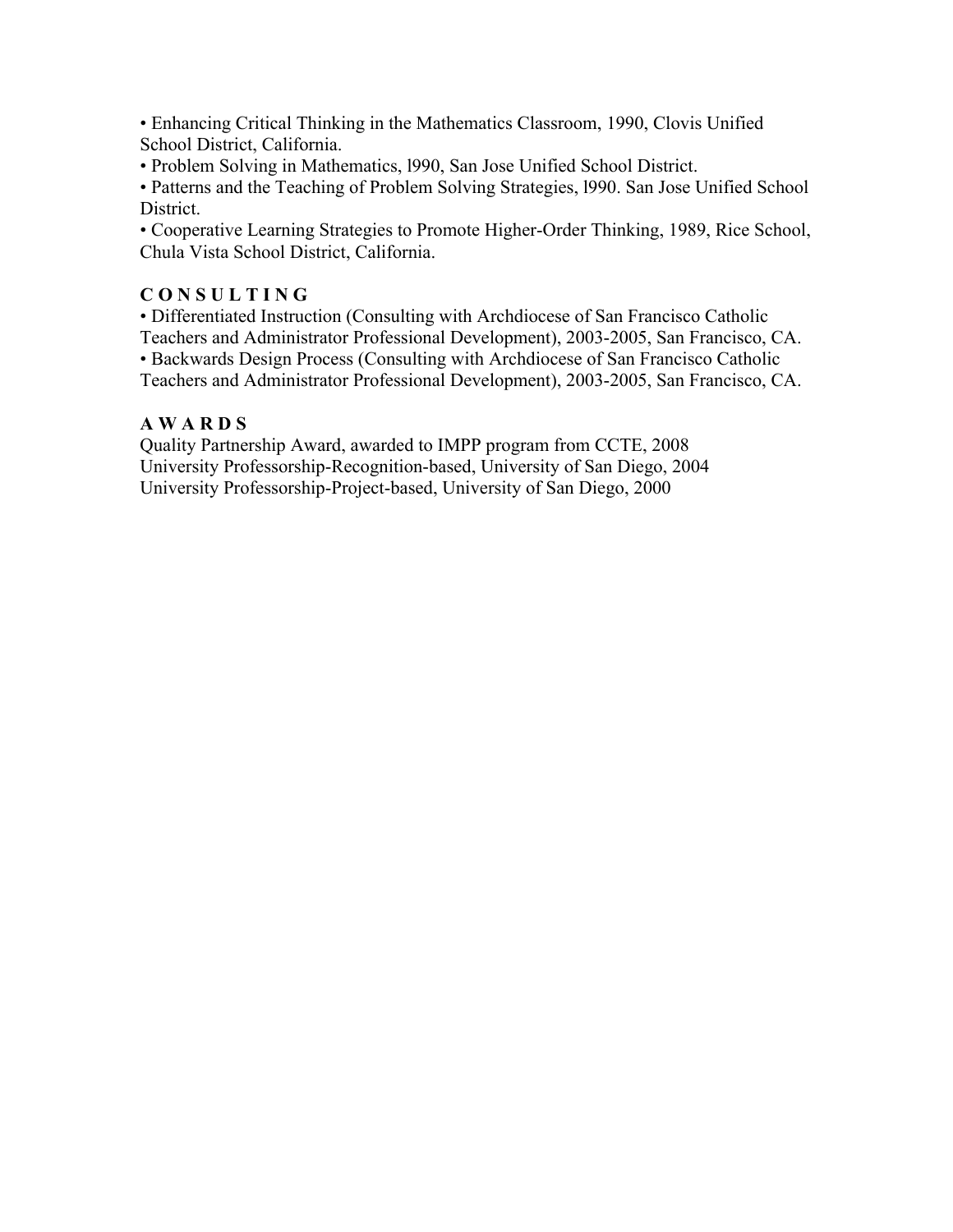• Enhancing Critical Thinking in the Mathematics Classroom, 1990, Clovis Unified School District, California.
• Problem Solving in Mathematics, l990, San Jose Unified School District.
• Patterns and the Teaching of Problem Solving Strategies, l990. San Jose Unified School District.
• Cooperative Learning Strategies to Promote Higher-Order Thinking, 1989, Rice School, Chula Vista School District, California.

**C O N S U L T I N G**

• Differentiated Instruction (Consulting with Archdiocese of San Francisco Catholic Teachers and Administrator Professional Development), 2003-2005, San Francisco, CA.
• Backwards Design Process (Consulting with Archdiocese of San Francisco Catholic Teachers and Administrator Professional Development), 2003-2005, San Francisco, CA.

**A W A R D S**

Quality Partnership Award, awarded to IMPP program from CCTE, 2008
University Professorship-Recognition-based, University of San Diego, 2004
University Professorship-Project-based, University of San Diego, 2000